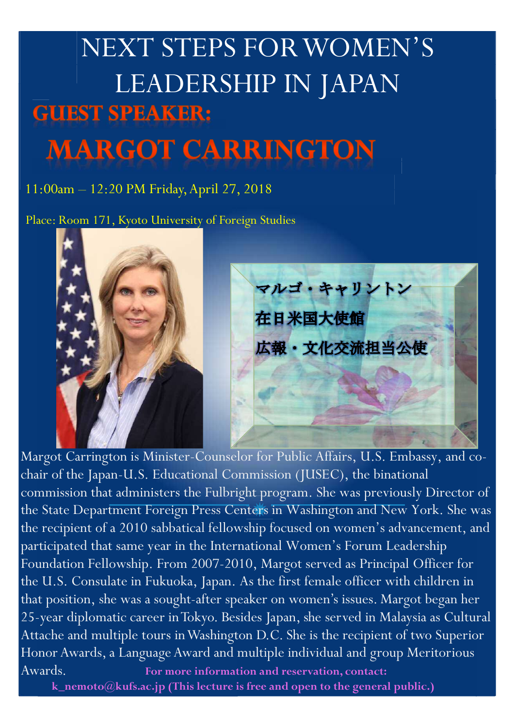# NEXT STEPS FOR WOMEN'S LEADERSHIP IN JAPAN

## GUEST SPEAKER:

## MARGOT CARRINGTON

11:00am – 12:20 PM Friday, April 27, 2018

Place: Room 171, Kyoto University of Foreign Studies

マルゴ・キャリントン

在日米国大使館

広報・文化交流担当公使

Margot Carrington is Minister-Counselor for Public Affairs, U.S. Embassy, and co-chair of the Japan-U.S. Educational Commission (JUSEC), the binational commission that administers the Fulbright program. She was previously Director of the State Department Foreign Press Centers in Washington and New York. She was the recipient of a 2010 sabbatical fellowship focused on women's advancement, and participated that same year in the International Women's Forum Leadership Foundation Fellowship. From 2007-2010, Margot served as Principal Officer for the U.S. Consulate in Fukuoka, Japan. As the first female officer with children in that position, she was a sought-after speaker on women's issues. Margot began her 25-year diplomatic career in Tokyo. Besides Japan, she served in Malaysia as Cultural Attache and multiple tours in Washington D.C. She is the recipient of two Superior Honor Awards, a Language Award and multiple individual and group Meritorious Awards.

**For more information and reservation, contact: k_nemoto@kufs.ac.jp (This lecture is free and open to the general public.)**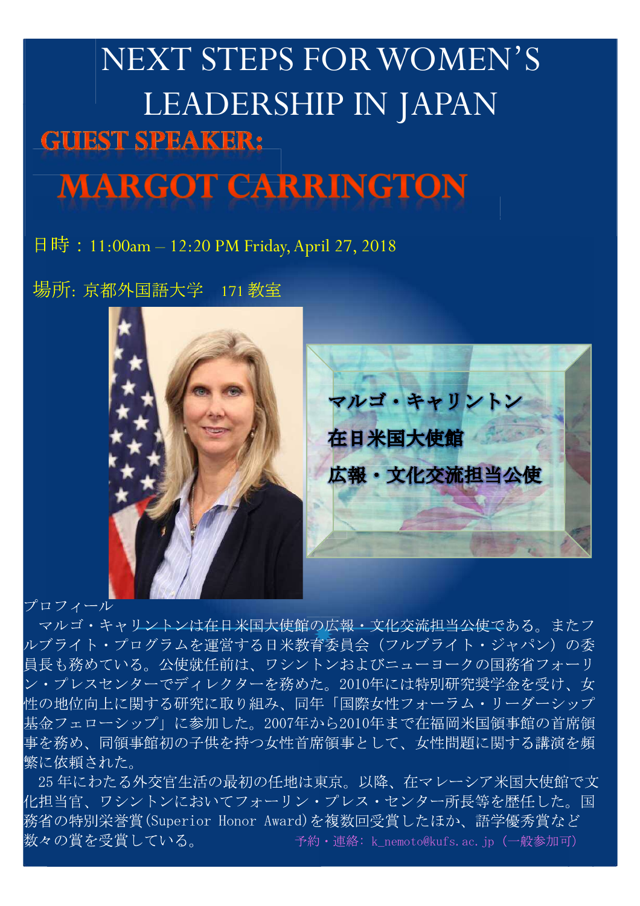# NEXT STEPS FOR WOMEN'S LEADERSHIP IN JAPAN

## GUEST SPEAKER:

## MARGOT CARRINGTON

日時：11:00am – 12:20 PM Friday, April 27, 2018

場所: 京都外国語大学　171 教室

**マルゴ・キャリントン**

**在日米国大使館**

**広報・文化交流担当公使**

プロフィール

マルゴ・キャリントンは在日米国大使館の広報・文化交流担当公使である。またフルブライト・プログラムを運営する日米教育委員会（フルブライト・ジャパン）の委員長も務めている。公使就任前は、ワシントンおよびニューヨークの国務省フォーリン・プレスセンターでディレクターを務めた。2010年には特別研究奨学金を受け、女性の地位向上に関する研究に取り組み、同年「国際女性フォーラム・リーダーシップ基金フェローシップ」に参加した。2007年から2010年まで在福岡米国領事館の首席領事を務め、同領事館初の子供を持つ女性首席領事として、女性問題に関する講演を頻繁に依頼された。

25 年にわたる外交官生活の最初の任地は東京。以降、在マレーシア米国大使館で文化担当官、ワシントンにおいてフォーリン・プレス・センター所長等を歴任した。国務省の特別栄誉賞(Superior Honor Award)を複数回受賞したほか、語学優秀賞など数々の賞を受賞している。

予約・連絡: k_nemoto@kufs.ac.jp（一般参加可）